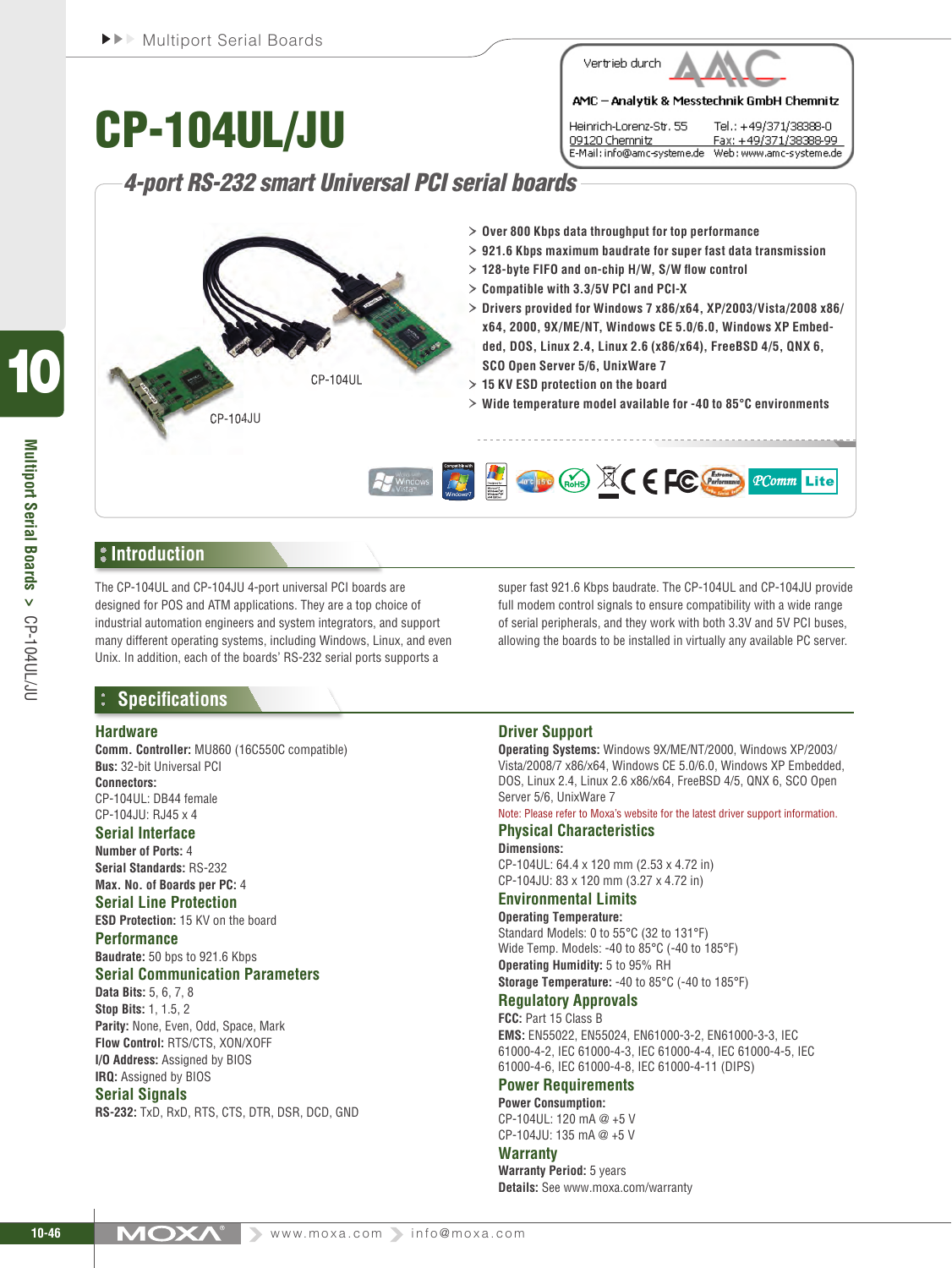Vertrieb durch AMC

AMC – Analytik & Messtechnik GmbH Chemnitz

Heinrich-Lorenz-Str. 55
09120 Chemnitz
E-Mail: info@amc-systeme.de

Tel.: +49/371/38388-0
Fax: +49/371/38388-99
Web: www.amc-systeme.de

# CP-104UL/JU

## 4-port RS-232 smart Universal PCI serial boards

CP-104UL

CP-104JU

- Over 800 Kbps data throughput for top performance
- 921.6 Kbps maximum baudrate for super fast data transmission
- 128-byte FIFO and on-chip H/W, S/W flow control
- Compatible with 3.3/5V PCI and PCI-X
- Drivers provided for Windows 7 x86/x64, XP/2003/Vista/2008 x86/x64, 2000, 9X/ME/NT, Windows CE 5.0/6.0, Windows XP Embedded, DOS, Linux 2.4, Linux 2.6 (x86/x64), FreeBSD 4/5, QNX 6, SCO Open Server 5/6, UnixWare 7
- 15 KV ESD protection on the board
- Wide temperature model available for -40 to 85°C environments

## Introduction

The CP-104UL and CP-104JU 4-port universal PCI boards are designed for POS and ATM applications. They are a top choice of industrial automation engineers and system integrators, and support many different operating systems, including Windows, Linux, and even Unix. In addition, each of the boards' RS-232 serial ports supports a super fast 921.6 Kbps baudrate. The CP-104UL and CP-104JU provide full modem control signals to ensure compatibility with a wide range of serial peripherals, and they work with both 3.3V and 5V PCI buses, allowing the boards to be installed in virtually any available PC server.

## Specifications

### Hardware

**Comm. Controller:** MU860 (16C550C compatible)
**Bus:** 32-bit Universal PCI
**Connectors:**
CP-104UL: DB44 female
CP-104JU: RJ45 x 4

### Serial Interface

**Number of Ports:** 4
**Serial Standards:** RS-232
**Max. No. of Boards per PC:** 4

### Serial Line Protection

**ESD Protection:** 15 KV on the board

### Performance

**Baudrate:** 50 bps to 921.6 Kbps

### Serial Communication Parameters

**Data Bits:** 5, 6, 7, 8
**Stop Bits:** 1, 1.5, 2
**Parity:** None, Even, Odd, Space, Mark
**Flow Control:** RTS/CTS, XON/XOFF
**I/O Address:** Assigned by BIOS
**IRQ:** Assigned by BIOS

### Serial Signals

**RS-232:** TxD, RxD, RTS, CTS, DTR, DSR, DCD, GND

### Driver Support

**Operating Systems:** Windows 9X/ME/NT/2000, Windows XP/2003/Vista/2008/7 x86/x64, Windows CE 5.0/6.0, Windows XP Embedded, DOS, Linux 2.4, Linux 2.6 x86/x64, FreeBSD 4/5, QNX 6, SCO Open Server 5/6, UnixWare 7

Note: Please refer to Moxa's website for the latest driver support information.

### Physical Characteristics

**Dimensions:**
CP-104UL: 64.4 x 120 mm (2.53 x 4.72 in)
CP-104JU: 83 x 120 mm (3.27 x 4.72 in)

### Environmental Limits

**Operating Temperature:**
Standard Models: 0 to 55°C (32 to 131°F)
Wide Temp. Models: -40 to 85°C (-40 to 185°F)
**Operating Humidity:** 5 to 95% RH
**Storage Temperature:** -40 to 85°C (-40 to 185°F)

### Regulatory Approvals

**FCC:** Part 15 Class B
**EMS:** EN55022, EN55024, EN61000-3-2, EN61000-3-3, IEC 61000-4-2, IEC 61000-4-3, IEC 61000-4-4, IEC 61000-4-5, IEC 61000-4-6, IEC 61000-4-8, IEC 61000-4-11 (DIPS)

### Power Requirements

**Power Consumption:**
CP-104UL: 120 mA @ +5 V
CP-104JU: 135 mA @ +5 V

### Warranty

**Warranty Period:** 5 years
**Details:** See www.moxa.com/warranty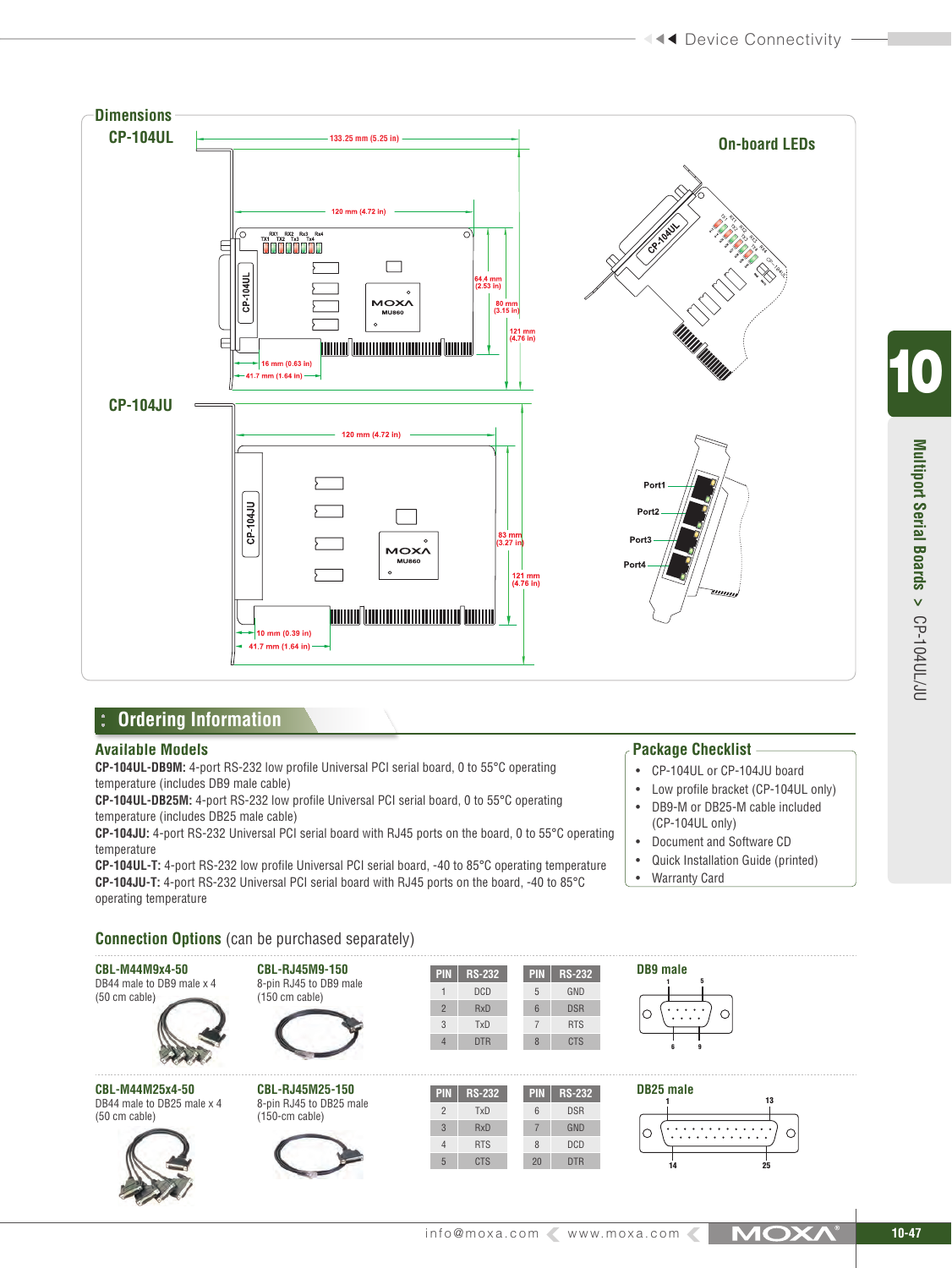## Dimensions

### CP-104UL

133.25 mm (5.25 in)

120 mm (4.72 in)

64.4 mm (2.53 in)

80 mm (3.15 in)

121 mm (4.76 in)

16 mm (0.63 in)

41.7 mm (1.64 in)

### On-board LEDs

### CP-104JU

120 mm (4.72 in)

83 mm (3.27 in)

121 mm (4.76 in)

10 mm (0.39 in)

41.7 mm (1.64 in)

Port1

Port2

Port3

Port4

## Ordering Information

### Available Models

**CP-104UL-DB9M:** 4-port RS-232 low profile Universal PCI serial board, 0 to 55°C operating temperature (includes DB9 male cable)

**CP-104UL-DB25M:** 4-port RS-232 low profile Universal PCI serial board, 0 to 55°C operating temperature (includes DB25 male cable)

**CP-104JU:** 4-port RS-232 Universal PCI serial board with RJ45 ports on the board, 0 to 55°C operating temperature

**CP-104UL-T:** 4-port RS-232 low profile Universal PCI serial board, -40 to 85°C operating temperature

**CP-104JU-T:** 4-port RS-232 Universal PCI serial board with RJ45 ports on the board, -40 to 85°C operating temperature

### Package Checklist

- CP-104UL or CP-104JU board
- Low profile bracket (CP-104UL only)
- DB9-M or DB25-M cable included (CP-104UL only)
- Document and Software CD
- Quick Installation Guide (printed)
- Warranty Card

### Connection Options (can be purchased separately)

**CBL-M44M9x4-50**
DB44 male to DB9 male x 4
(50 cm cable)

**CBL-RJ45M9-150**
8-pin RJ45 to DB9 male
(150 cm cable)

| PIN | RS-232 | PIN | RS-232 |
|---|---|---|---|
| 1 | DCD | 5 | GND |
| 2 | RxD | 6 | DSR |
| 3 | TxD | 7 | RTS |
| 4 | DTR | 8 | CTS |

**DB9 male**

**CBL-M44M25x4-50**
DB44 male to DB25 male x 4
(50 cm cable)

**CBL-RJ45M25-150**
8-pin RJ45 to DB25 male
(150-cm cable)

| PIN | RS-232 | PIN | RS-232 |
|---|---|---|---|
| 2 | TxD | 6 | DSR |
| 3 | RxD | 7 | GND |
| 4 | RTS | 8 | DCD |
| 5 | CTS | 20 | DTR |

**DB25 male**